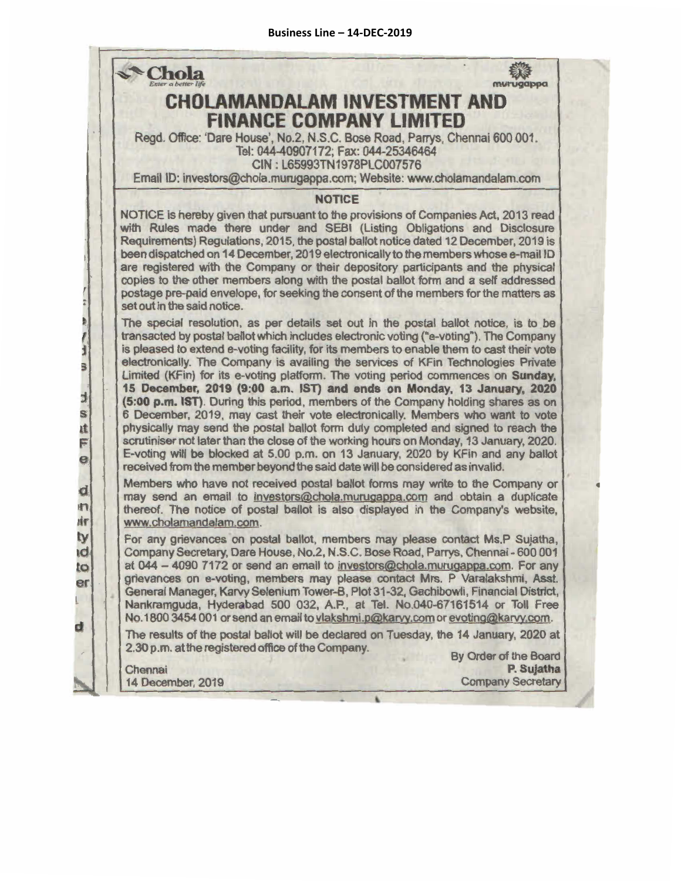**Business Line – 14-DEC-2019**

Chola
*Enter a better life*

murugappa

# CHOLAMANDALAM INVESTMENT AND FINANCE COMPANY LIMITED

Regd. Office: 'Dare House', No.2, N.S.C. Bose Road, Parrys, Chennai 600 001.
Tel: 044-40907172; Fax: 044-25346464
CIN : L65993TN1978PLC007576
Email ID: investors@chola.murugappa.com; Website: www.cholamandalam.com

## NOTICE

NOTICE is hereby given that pursuant to the provisions of Companies Act, 2013 read with Rules made there under and SEBI (Listing Obligations and Disclosure Requirements) Regulations, 2015, the postal ballot notice dated 12 December, 2019 is been dispatched on 14 December, 2019 electronically to the members whose e-mail ID are registered with the Company or their depository participants and the physical copies to the other members along with the postal ballot form and a self addressed postage pre-paid envelope, for seeking the consent of the members for the matters as set out in the said notice.

The special resolution, as per details set out in the postal ballot notice, is to be transacted by postal ballot which includes electronic voting ("e-voting"). The Company is pleased to extend e-voting facility, for its members to enable them to cast their vote electronically. The Company is availing the services of KFin Technologies Private Limited (KFin) for its e-voting platform. The voting period commences on **Sunday, 15 December, 2019 (9:00 a.m. IST) and ends on Monday, 13 January, 2020 (5:00 p.m. IST)**. During this period, members of the Company holding shares as on 6 December, 2019, may cast their vote electronically. Members who want to vote physically may send the postal ballot form duly completed and signed to reach the scrutiniser not later than the close of the working hours on Monday, 13 January, 2020. E-voting will be blocked at 5.00 p.m. on 13 January, 2020 by KFin and any ballot received from the member beyond the said date will be considered as invalid.

Members who have not received postal ballot forms may write to the Company or may send an email to investors@chola.murugappa.com and obtain a duplicate thereof. The notice of postal ballot is also displayed in the Company's website, www.cholamandalam.com.

For any grievances on postal ballot, members may please contact Ms.P Sujatha, Company Secretary, Dare House, No.2, N.S.C. Bose Road, Parrys, Chennai - 600 001 at 044 – 4090 7172 or send an email to investors@chola.murugappa.com. For any grievances on e-voting, members may please contact Mrs. P Varalakshmi, Asst. General Manager, Karvy Selenium Tower-B, Plot 31-32, Gachibowli, Financial District, Nankramguda, Hyderabad 500 032, A.P., at Tel. No.040-67161514 or Toll Free No.1800 3454 001 or send an email to vlakshmi.p@karvy.com or evoting@karvy.com.

The results of the postal ballot will be declared on Tuesday, the 14 January, 2020 at 2.30 p.m. at the registered office of the Company.

By Order of the Board
**P. Sujatha**
Company Secretary

Chennai
14 December, 2019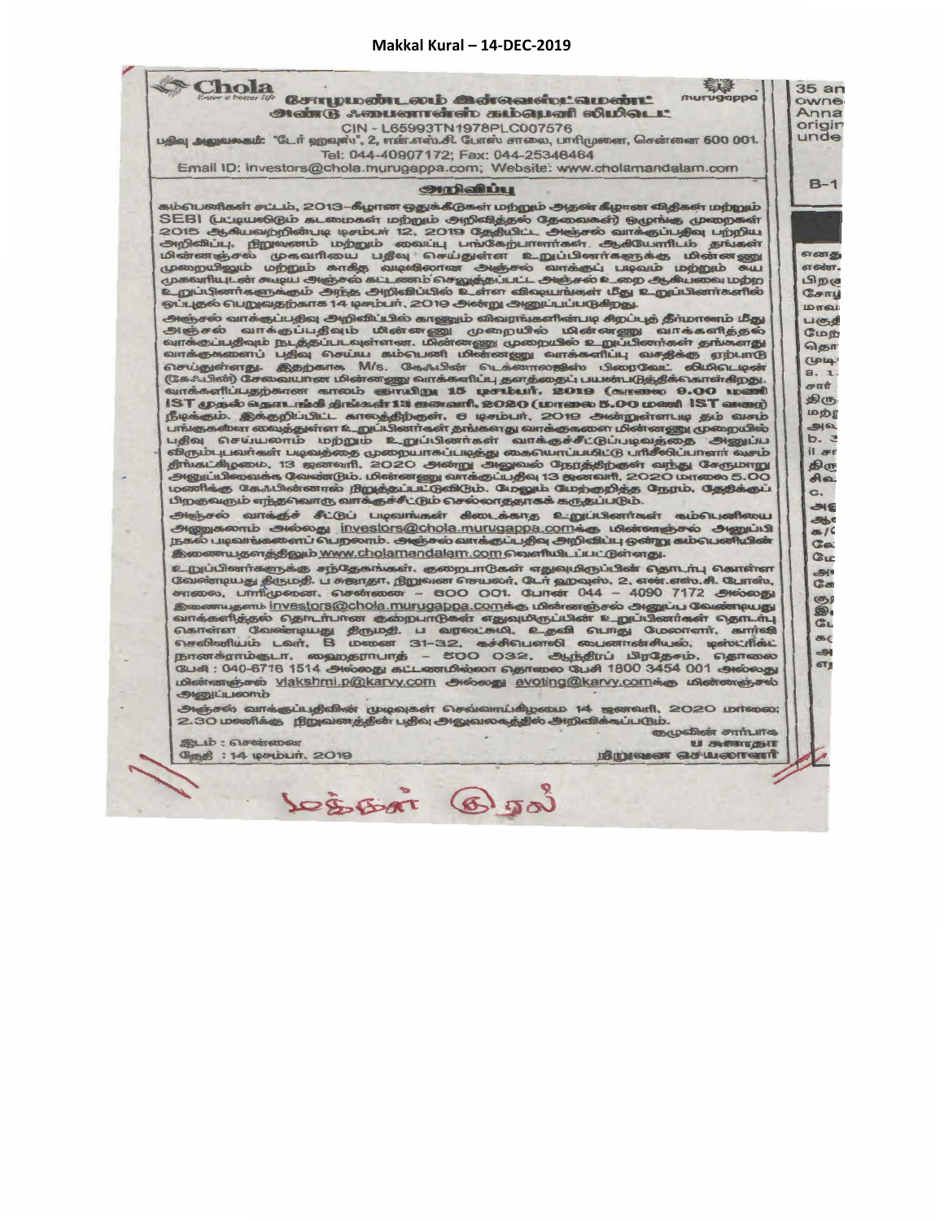**Makkal Kural – 14-DEC-2019**

**Chola**
*Enter a better life*

**சோழமண்டலம் இன்வெஸ்ட்மெண்ட் அண்டு ஃபைனான்ஸ் கம்பெனி லிமிடெட்**

murugappa

CIN - L65993TN1978PLC007576

பதிவு அலுவலகம்: "டேர் ஹவுஸ்", 2, என்.எஸ்.சி. போஸ் சாலை, பாரிமுனை, சென்னை 600 001.

Tel: 044-40907172; Fax: 044-25346464

Email ID: investors@chola.murugappa.com; Website: www.cholamandalam.com

## அறிவிப்பு

கம்பெனிகள் சட்டம், 2013–கீழான ஒதுக்கீடுகள் மற்றும் அதன் கீழான விதிகள் மற்றும் SEBI (பட்டியலிடும் கடமைகள் மற்றும் அறிவித்தல் தேவைகள்) ஒழுங்கு முறைகள் 2015 ஆகியவற்றின்படி டிசம்பர் 12, 2019 தேதியிட்ட அஞ்சல் வாக்குப்பதிவு பற்றிய அறிவிப்பு, நிறுவனம் மற்றும் வைப்பு பங்கேற்பாளர்கள் ஆகியோரிடம் தங்கள் மின்னஞ்சல் முகவரியை பதிவு செய்துள்ள உறுப்பினர்களுக்கு மின்னணு முறையிலும் மற்றும் காகித வடிவிலான அஞ்சல் வாக்குப் படிவம் மற்றும் சுய முகவரியுடன் கூடிய அஞ்சல் கட்டணம் செலுத்தப்பட்ட அஞ்சல் உறை ஆகியவை மற்ற உறுப்பினர்களுக்கும் அந்த அறிவிப்பில் உள்ள விஷயங்கள் மீது உறுப்பினர்களின் ஒப்புதல் பெறுவதற்காக 14 டிசம்பர், 2019 அன்று அனுப்பப்படுகிறது.

அஞ்சல் வாக்குப்பதிவு அறிவிப்பில் காணும் விவரங்களின்படி சிறப்புத் தீர்மானம் மீது அஞ்சல் வாக்குப்பதிவும் மின்னணு முறையில் மின்னணு வாக்களித்தல் வாக்குப்பதிவும் நடத்தப்படவுள்ளன. மின்னணு முறையில் உறுப்பினர்கள் தங்களது வாக்குகளைப் பதிவு செய்ய கம்பெனி மின்னணு வாக்களிப்பு வசதிக்கு ஏற்பாடு செய்துள்ளது. இதற்காக M/s. கேஃபின் டெக்னாலஜிஸ் பிரைவேட் லிமிடெடின் (கேஃபின்) சேவையான மின்னணு வாக்களிப்பு தளத்தைப் பயன்படுத்திக்கொள்கிறது. வாக்களிப்பதற்கான காலம் **ஞாயிறு 15 டிசம்பர், 2019 (காலை 9.00 மணி IST முதல் தொடங்கி திங்கள் 13 ஜனவரி, 2020 (மாலை 5.00 மணி IST வரை)** நீடிக்கும். இக்குறிப்பிட்ட காலத்திற்குள், 6 டிசம்பர், 2019 அன்றுள்ளபடி தம் வசம் பங்குகளை வைத்துள்ள உறுப்பினர்கள் தங்களது வாக்குகளை மின்னணு முறையில் பதிவு செய்யலாம் மற்றும் உறுப்பினர்கள் வாக்குச்சீட்டுப்படிவத்தை அனுப்ப விரும்புபவர்கள் படிவத்தை முறையாகப்பூர்த்தி கையொப்பமிட்டு பரிசீலிப்பாளர் வசம் திங்கட்கிழமை, 13 ஜனவரி, 2020 அன்று அலுவல் நேரத்திற்குள் வந்து சேருமாறு அனுப்பிவைக்க வேண்டும். மின்னணு வாக்குப்பதிவு 13 ஜனவரி, 2020 மாலை 5.00 மணிக்கு கேஃபினால் நிறுத்தப்பட்டுவிடும். மேலும் மேற்குறித்த நேரம், தேதிக்குப் பிறகுவரும் எந்தவொரு வாக்குச்சீட்டும் செல்லாததாகக் கருதப்படும்.

அஞ்சல் வாக்குச் சீட்டுப் படிவங்கள் கிடைக்காத உறுப்பினர்கள் கம்பெனியை அணுகலாம் அல்லது investors@chola.murugappa.comக்கு மின்னஞ்சல் அனுப்பி நகல் படிவங்களைப் பெறலாம். அஞ்சல் வாக்குப்பதிவு அறிவிப்பு ஒன்று கம்பெனியின் இணையதளத்திலும் www.cholamandalam.com வெளியிடப்பட்டுள்ளது.

உறுப்பினர்களுக்கு சந்தேகங்கள், குறைபாடுகள் எதுவுமிருப்பின் தொடர்பு கொள்ள வேண்டியது திருமதி. ப சுஜாதா, நிறுவன செயலர், டேர் ஹவுஸ், 2, என்.எஸ்.சி. போஸ் சாலை, பாரிமுனை, சென்னை – 600 001. போன் 044 – 4090 7172 அல்லது இணையதளம் investors@chola.murugappa.comக்கு மின்னஞ்சல் அனுப்ப வேண்டியது வாக்களித்தல் தொடர்பான குறைபாடுகள் எதுவுமிருப்பின் உறுப்பினர்கள் தொடர்பு கொள்ள வேண்டியது திருமதி. ப வரலட்சுமி, உதவி பொது மேலாளர், கார்வி செலினியம் டவர், B மனை 31-32, கச்சிபௌலி பைனான்சியல் டிஸ்ட்ரிக்ட் நானக்ராம்குடா, ஹைதராபாத் – 500 032, ஆந்திரப் பிரதேசம், தொலை பேசி : 040-6716 1514 அல்லது கட்டணமில்லா தொலை பேசி 1800 3454 001 அல்லது மின்னஞ்சல் vlakshmi.p@karvy.com அல்லது evoting@karvy.comக்கு மின்னஞ்சல் அனுப்பலாம்

அஞ்சல் வாக்குப்பதிவின் முடிவுகள் செவ்வாய்கிழமை 14 ஜனவரி, 2020 மாலை 2.30 மணிக்கு நிறுவனத்தின் பதிவு அலுவலகத்தில் அறிவிக்கப்படும்.

இடம் : சென்னை
தேதி : 14 டிசம்பர், 2019

குழுவின் சார்பாக
ப சுஜாதா
நிறுவன செயலாளர்

மக்கள் குரல்